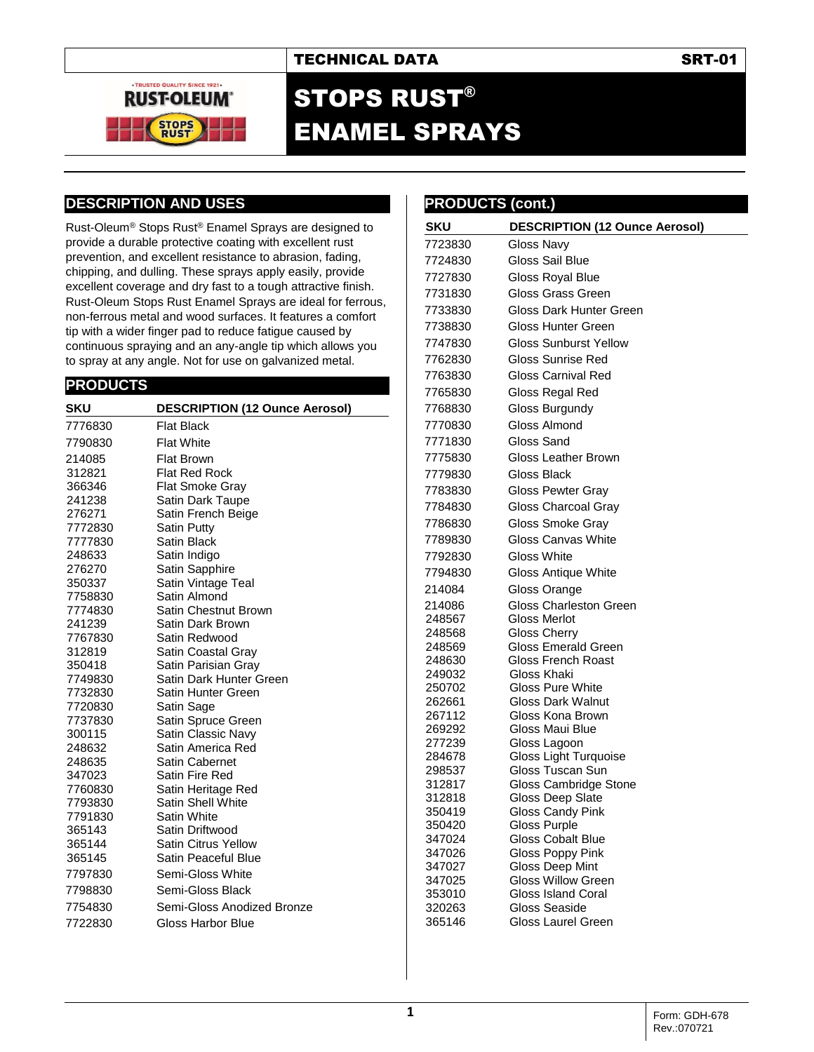# STOPS RUST® ENAMEL SPRAYS

TECHNICAL DATA SRT-01

## DESCRIPTION AND USES

Rust-Oleum® Stops Rust® Enamel Sprays are designed to provide a durable protective coating with excellent rust prevention, and excellent resistance to abrasion, fading, chipping, and dulling. These sprays apply easily, provide excellent coverage and dry fast to a tough attractive finish. Rust-Oleum Stops Rust Enamel Sprays are ideal for ferrous, non-ferrous metal and wood surfaces. It features a comfort tip with a wider finger pad to reduce fatigue caused by continuous spraying and an any-angle tip which allows you to spray at any angle. Not for use on galvanized metal.

## PRODUCTS

| SKU | DESCRIPTION (12 Ounce Aerosol) |
|---|---|
| 7776830 | Flat Black |
| 7790830 | Flat White |
| 214085 | Flat Brown |
| 312821 | Flat Red Rock |
| 366346 | Flat Smoke Gray |
| 241238 | Satin Dark Taupe |
| 276271 | Satin French Beige |
| 7772830 | Satin Putty |
| 7777830 | Satin Black |
| 248633 | Satin Indigo |
| 276270 | Satin Sapphire |
| 350337 | Satin Vintage Teal |
| 7758830 | Satin Almond |
| 7774830 | Satin Chestnut Brown |
| 241239 | Satin Dark Brown |
| 7767830 | Satin Redwood |
| 312819 | Satin Coastal Gray |
| 350418 | Satin Parisian Gray |
| 7749830 | Satin Dark Hunter Green |
| 7732830 | Satin Hunter Green |
| 7720830 | Satin Sage |
| 7737830 | Satin Spruce Green |
| 300115 | Satin Classic Navy |
| 248632 | Satin America Red |
| 248635 | Satin Cabernet |
| 347023 | Satin Fire Red |
| 7760830 | Satin Heritage Red |
| 7793830 | Satin Shell White |
| 7791830 | Satin White |
| 365143 | Satin Driftwood |
| 365144 | Satin Citrus Yellow |
| 365145 | Satin Peaceful Blue |
| 7797830 | Semi-Gloss White |
| 7798830 | Semi-Gloss Black |
| 7754830 | Semi-Gloss Anodized Bronze |
| 7722830 | Gloss Harbor Blue |

## PRODUCTS (cont.)

| SKU | DESCRIPTION (12 Ounce Aerosol) |
|---|---|
| 7723830 | Gloss Navy |
| 7724830 | Gloss Sail Blue |
| 7727830 | Gloss Royal Blue |
| 7731830 | Gloss Grass Green |
| 7733830 | Gloss Dark Hunter Green |
| 7738830 | Gloss Hunter Green |
| 7747830 | Gloss Sunburst Yellow |
| 7762830 | Gloss Sunrise Red |
| 7763830 | Gloss Carnival Red |
| 7765830 | Gloss Regal Red |
| 7768830 | Gloss Burgundy |
| 7770830 | Gloss Almond |
| 7771830 | Gloss Sand |
| 7775830 | Gloss Leather Brown |
| 7779830 | Gloss Black |
| 7783830 | Gloss Pewter Gray |
| 7784830 | Gloss Charcoal Gray |
| 7786830 | Gloss Smoke Gray |
| 7789830 | Gloss Canvas White |
| 7792830 | Gloss White |
| 7794830 | Gloss Antique White |
| 214084 | Gloss Orange |
| 214086 | Gloss Charleston Green |
| 248567 | Gloss Merlot |
| 248568 | Gloss Cherry |
| 248569 | Gloss Emerald Green |
| 248630 | Gloss French Roast |
| 249032 | Gloss Khaki |
| 250702 | Gloss Pure White |
| 262661 | Gloss Dark Walnut |
| 267112 | Gloss Kona Brown |
| 269292 | Gloss Maui Blue |
| 277239 | Gloss Lagoon |
| 284678 | Gloss Light Turquoise |
| 298537 | Gloss Tuscan Sun |
| 312817 | Gloss Cambridge Stone |
| 312818 | Gloss Deep Slate |
| 350419 | Gloss Candy Pink |
| 350420 | Gloss Purple |
| 347024 | Gloss Cobalt Blue |
| 347026 | Gloss Poppy Pink |
| 347027 | Gloss Deep Mint |
| 347025 | Gloss Willow Green |
| 353010 | Gloss Island Coral |
| 320263 | Gloss Seaside |
| 365146 | Gloss Laurel Green |

Form: GDH-678
Rev.:070721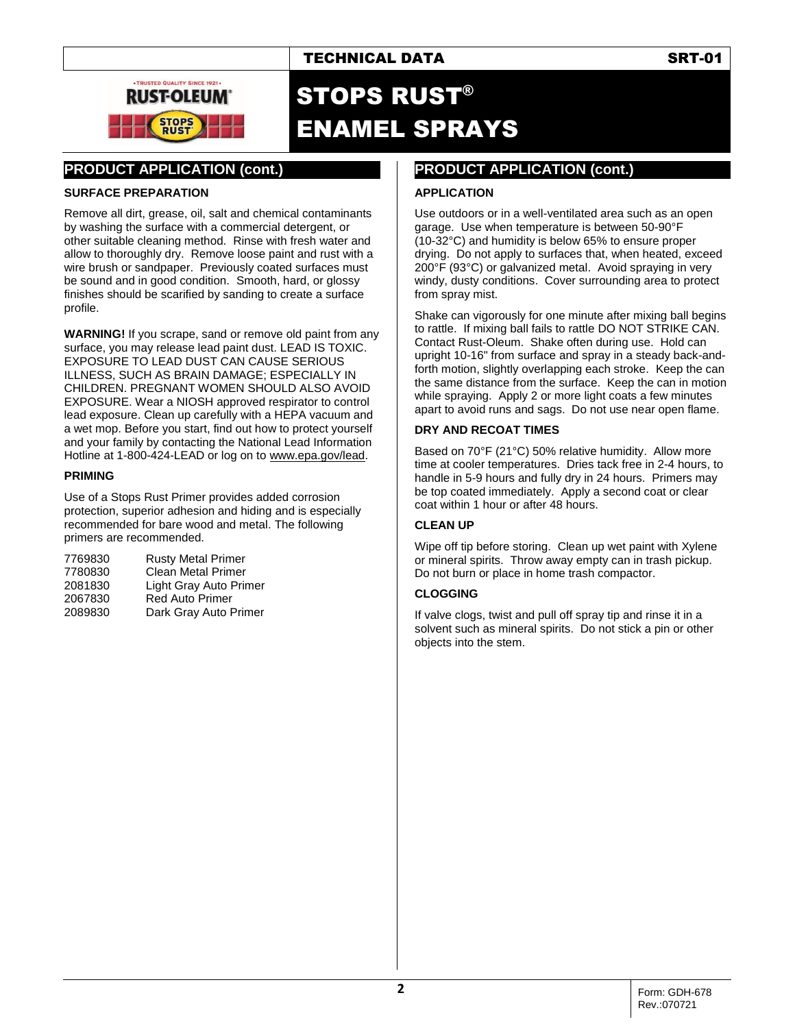## PRODUCT APPLICATION (cont.)

### SURFACE PREPARATION

Remove all dirt, grease, oil, salt and chemical contaminants by washing the surface with a commercial detergent, or other suitable cleaning method. Rinse with fresh water and allow to thoroughly dry. Remove loose paint and rust with a wire brush or sandpaper. Previously coated surfaces must be sound and in good condition. Smooth, hard, or glossy finishes should be scarified by sanding to create a surface profile.

**WARNING!** If you scrape, sand or remove old paint from any surface, you may release lead paint dust. LEAD IS TOXIC. EXPOSURE TO LEAD DUST CAN CAUSE SERIOUS ILLNESS, SUCH AS BRAIN DAMAGE; ESPECIALLY IN CHILDREN. PREGNANT WOMEN SHOULD ALSO AVOID EXPOSURE. Wear a NIOSH approved respirator to control lead exposure. Clean up carefully with a HEPA vacuum and a wet mop. Before you start, find out how to protect yourself and your family by contacting the National Lead Information Hotline at 1-800-424-LEAD or log on to www.epa.gov/lead.

### PRIMING

Use of a Stops Rust Primer provides added corrosion protection, superior adhesion and hiding and is especially recommended for bare wood and metal. The following primers are recommended.

| | |
|---|---|
| 7769830 | Rusty Metal Primer |
| 7780830 | Clean Metal Primer |
| 2081830 | Light Gray Auto Primer |
| 2067830 | Red Auto Primer |
| 2089830 | Dark Gray Auto Primer |

## PRODUCT APPLICATION (cont.)

### APPLICATION

Use outdoors or in a well-ventilated area such as an open garage. Use when temperature is between 50-90°F (10-32°C) and humidity is below 65% to ensure proper drying. Do not apply to surfaces that, when heated, exceed 200°F (93°C) or galvanized metal. Avoid spraying in very windy, dusty conditions. Cover surrounding area to protect from spray mist.

Shake can vigorously for one minute after mixing ball begins to rattle. If mixing ball fails to rattle DO NOT STRIKE CAN. Contact Rust-Oleum. Shake often during use. Hold can upright 10-16" from surface and spray in a steady back-and-forth motion, slightly overlapping each stroke. Keep the can the same distance from the surface. Keep the can in motion while spraying. Apply 2 or more light coats a few minutes apart to avoid runs and sags. Do not use near open flame.

### DRY AND RECOAT TIMES

Based on 70°F (21°C) 50% relative humidity. Allow more time at cooler temperatures. Dries tack free in 2-4 hours, to handle in 5-9 hours and fully dry in 24 hours. Primers may be top coated immediately. Apply a second coat or clear coat within 1 hour or after 48 hours.

### CLEAN UP

Wipe off tip before storing. Clean up wet paint with Xylene or mineral spirits. Throw away empty can in trash pickup. Do not burn or place in home trash compactor.

### CLOGGING

If valve clogs, twist and pull off spray tip and rinse it in a solvent such as mineral spirits. Do not stick a pin or other objects into the stem.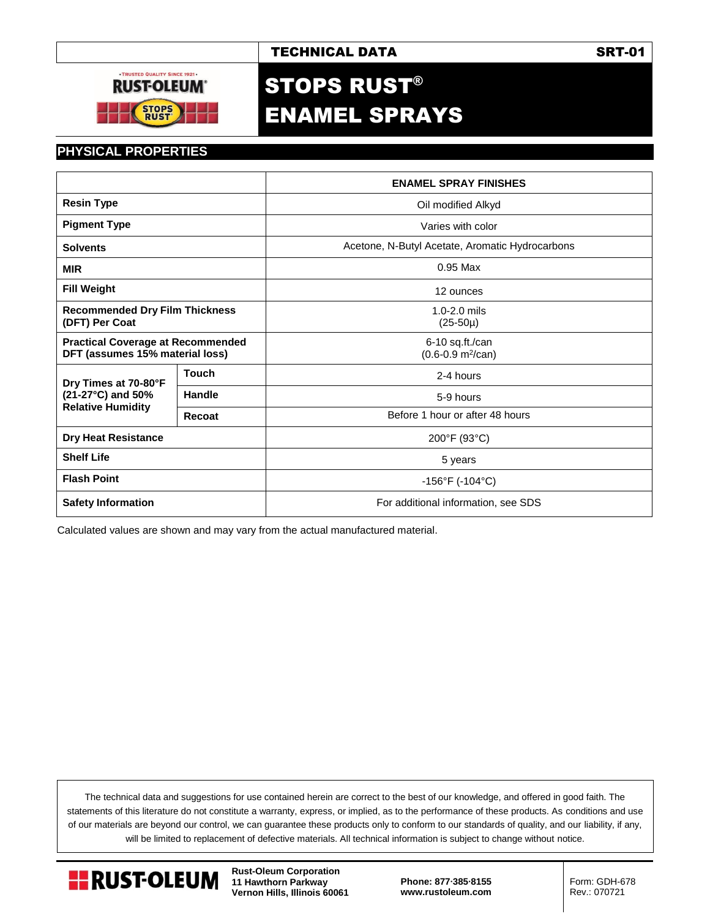TECHNICAL DATA SRT-01

# STOPS RUST®
# ENAMEL SPRAYS

## PHYSICAL PROPERTIES

| | | ENAMEL SPRAY FINISHES |
|---|---|---|
| **Resin Type** | | Oil modified Alkyd |
| **Pigment Type** | | Varies with color |
| **Solvents** | | Acetone, N-Butyl Acetate, Aromatic Hydrocarbons |
| **MIR** | | 0.95 Max |
| **Fill Weight** | | 12 ounces |
| **Recommended Dry Film Thickness (DFT) Per Coat** | | 1.0-2.0 mils (25-50µ) |
| **Practical Coverage at Recommended DFT (assumes 15% material loss)** | | 6-10 sq.ft./can (0.6-0.9 $m^2$/can) |
| **Dry Times at 70-80°F (21-27°C) and 50% Relative Humidity** | **Touch** | 2-4 hours |
| | **Handle** | 5-9 hours |
| | **Recoat** | Before 1 hour or after 48 hours |
| **Dry Heat Resistance** | | 200°F (93°C) |
| **Shelf Life** | | 5 years |
| **Flash Point** | | -156°F (-104°C) |
| **Safety Information** | | For additional information, see SDS |

Calculated values are shown and may vary from the actual manufactured material.

The technical data and suggestions for use contained herein are correct to the best of our knowledge, and offered in good faith. The statements of this literature do not constitute a warranty, express, or implied, as to the performance of these products. As conditions and use of our materials are beyond our control, we can guarantee these products only to conform to our standards of quality, and our liability, if any, will be limited to replacement of defective materials. All technical information is subject to change without notice.

**Rust-Oleum Corporation**
**11 Hawthorn Parkway**
**Vernon Hills, Illinois 60061**

**Phone: 877·385·8155**
**www.rustoleum.com**

Form: GDH-678
Rev.: 070721